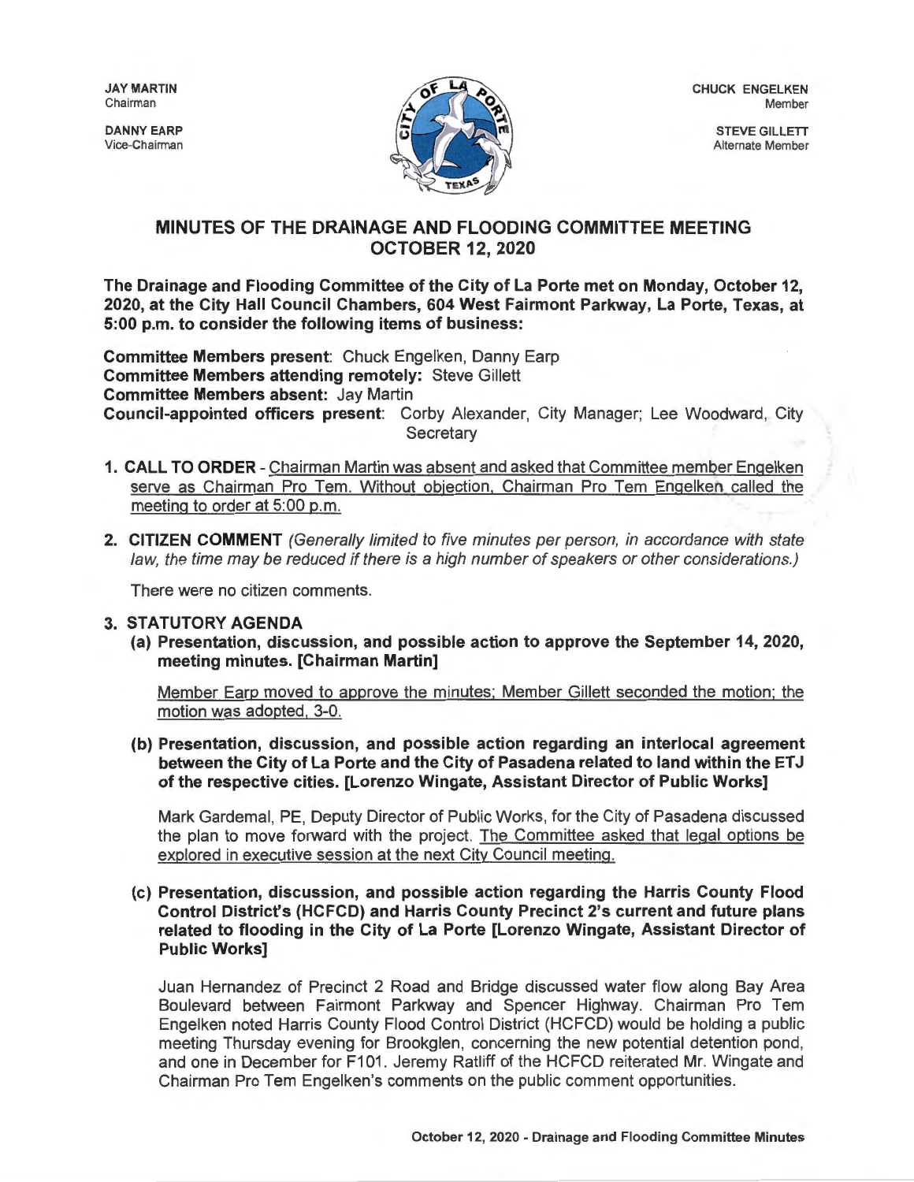JAY MARTIN
Chairman

DANNY EARP
Vice-Chairman

CHUCK ENGELKEN
Member

STEVE GILLETT
Alternate Member

# MINUTES OF THE DRAINAGE AND FLOODING COMMITTEE MEETING OCTOBER 12, 2020

**The Drainage and Flooding Committee of the City of La Porte met on Monday, October 12, 2020, at the City Hall Council Chambers, 604 West Fairmont Parkway, La Porte, Texas, at 5:00 p.m. to consider the following items of business:**

**Committee Members present**: Chuck Engelken, Danny Earp
**Committee Members attending remotely:** Steve Gillett
**Committee Members absent:** Jay Martin
**Council-appointed officers present**: Corby Alexander, City Manager; Lee Woodward, City Secretary

1. **CALL TO ORDER** - Chairman Martin was absent and asked that Committee member Engelken serve as Chairman Pro Tem. Without objection, Chairman Pro Tem Engelken called the meeting to order at 5:00 p.m.

2. **CITIZEN COMMENT** *(Generally limited to five minutes per person, in accordance with state law, the time may be reduced if there is a high number of speakers or other considerations.)*

   There were no citizen comments.

3. **STATUTORY AGENDA**

   **(a) Presentation, discussion, and possible action to approve the September 14, 2020, meeting minutes. [Chairman Martin]**

   Member Earp moved to approve the minutes; Member Gillett seconded the motion; the motion was adopted, 3-0.

   **(b) Presentation, discussion, and possible action regarding an interlocal agreement between the City of La Porte and the City of Pasadena related to land within the ETJ of the respective cities. [Lorenzo Wingate, Assistant Director of Public Works]**

   Mark Gardemal, PE, Deputy Director of Public Works, for the City of Pasadena discussed the plan to move forward with the project. The Committee asked that legal options be explored in executive session at the next City Council meeting.

   **(c) Presentation, discussion, and possible action regarding the Harris County Flood Control District's (HCFCD) and Harris County Precinct 2's current and future plans related to flooding in the City of La Porte [Lorenzo Wingate, Assistant Director of Public Works]**

   Juan Hernandez of Precinct 2 Road and Bridge discussed water flow along Bay Area Boulevard between Fairmont Parkway and Spencer Highway. Chairman Pro Tem Engelken noted Harris County Flood Control District (HCFCD) would be holding a public meeting Thursday evening for Brookglen, concerning the new potential detention pond, and one in December for F101. Jeremy Ratliff of the HCFCD reiterated Mr. Wingate and Chairman Pro Tem Engelken's comments on the public comment opportunities.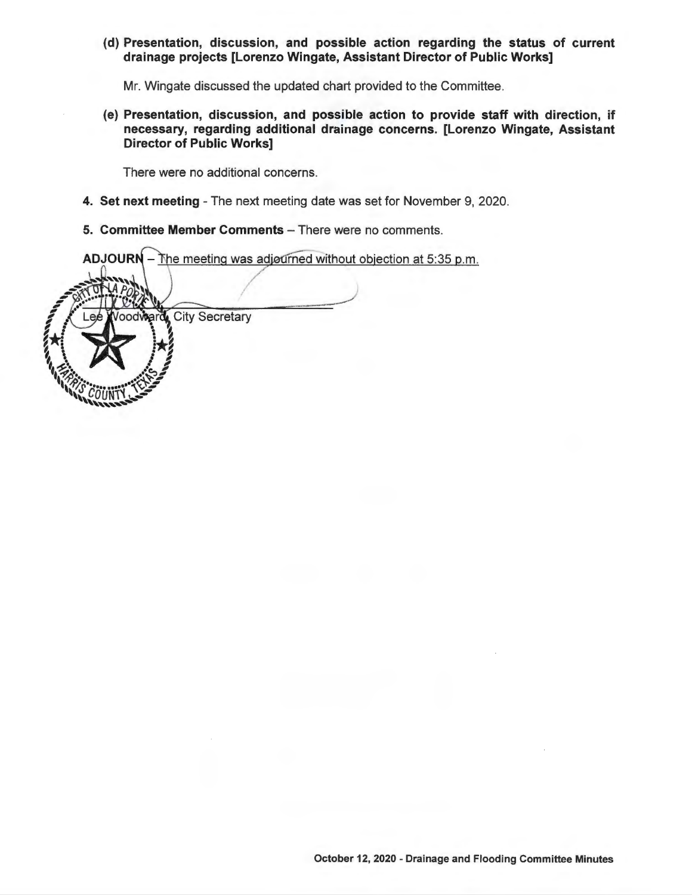**(d) Presentation, discussion, and possible action regarding the status of current drainage projects [Lorenzo Wingate, Assistant Director of Public Works]**

Mr. Wingate discussed the updated chart provided to the Committee.

**(e) Presentation, discussion, and possible action to provide staff with direction, if necessary, regarding additional drainage concerns. [Lorenzo Wingate, Assistant Director of Public Works]**

There were no additional concerns.

**4. Set next meeting** - The next meeting date was set for November 9, 2020.

**5. Committee Member Comments** – There were no comments.

**ADJOURN** – The meeting was adjourned without objection at 5:35 p.m.

Lee Woodward, City Secretary

CITY OF LA PORTE
HARRIS COUNTY, TEXAS

October 12, 2020 - Drainage and Flooding Committee Minutes